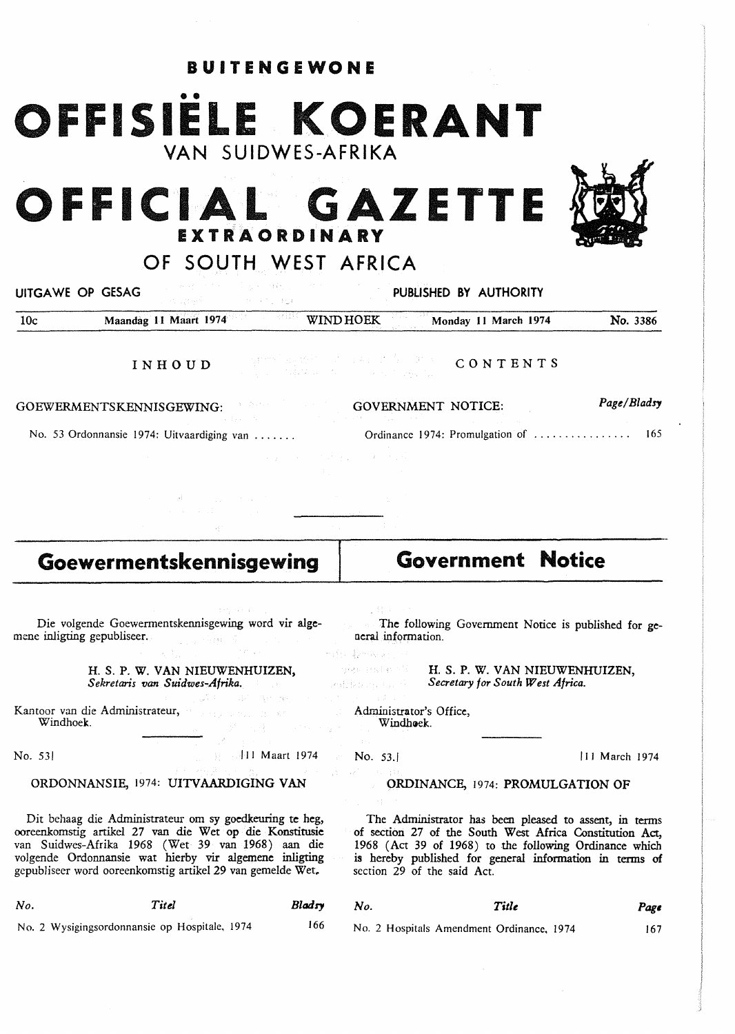**BUITENGEWONE**

# OFFISIËLE KOERANT
## VAN SUIDWES-AFRIKA

# OFFICIAL GAZETTE
## EXTRAORDINARY
## OF SOUTH WEST AFRICA

UITGAWE OP GESAG — PUBLISHED BY AUTHORITY

| 10c | Maandag 11 Maart 1974 | WINDHOEK | Monday 11 March 1974 | No. 3386 |
|---|---|---|---|---|

**INHOUD**

GOEWERMENTSKENNISGEWING:

No. 53 Ordonnansie 1974: Uitvaardiging van .......

**CONTENTS**

GOVERNMENT NOTICE: *Page/Bladsy*

Ordinance 1974: Promulgation of ................ 165

## Goewermentskennisgewing

Die volgende Goewermentskennisgewing word vir algemene inligting gepubliseer.

H. S. P. W. VAN NIEUWENHUIZEN,
*Sekretaris van Suidwes-Afrika.*

Kantoor van die Administrateur,
Windhoek.

No. 53] [11 Maart 1974

ORDONNANSIE, 1974: UITVAARDIGING VAN

Dit behaag die Administrateur om sy goedkeuring te heg, ooreenkomstig artikel 27 van die Wet op die Konstitusie van Suidwes-Afrika 1968 (Wet 39 van 1968) aan die volgende Ordonnansie wat hierby vir algemene inligting gepubliseer word ooreenkomstig artikel 29 van gemelde Wet.

| *No.* | *Titel* | *Bladsy* |
|---|---|---|
| No. 2 | Wysigingsordonnansie op Hospitale, 1974 | 166 |

## Government Notice

The following Government Notice is published for general information.

H. S. P. W. VAN NIEUWENHUIZEN,
*Secretary for South West Africa.*

Administrator's Office,
Windhoek.

No. 53.] [11 March 1974

ORDINANCE, 1974: PROMULGATION OF

The Administrator has been pleased to assent, in terms of section 27 of the South West Africa Constitution Act, 1968 (Act 39 of 1968) to the following Ordinance which is hereby published for general information in terms of section 29 of the said Act.

| *No.* | *Title* | *Page* |
|---|---|---|
| No. 2 | Hospitals Amendment Ordinance, 1974 | 167 |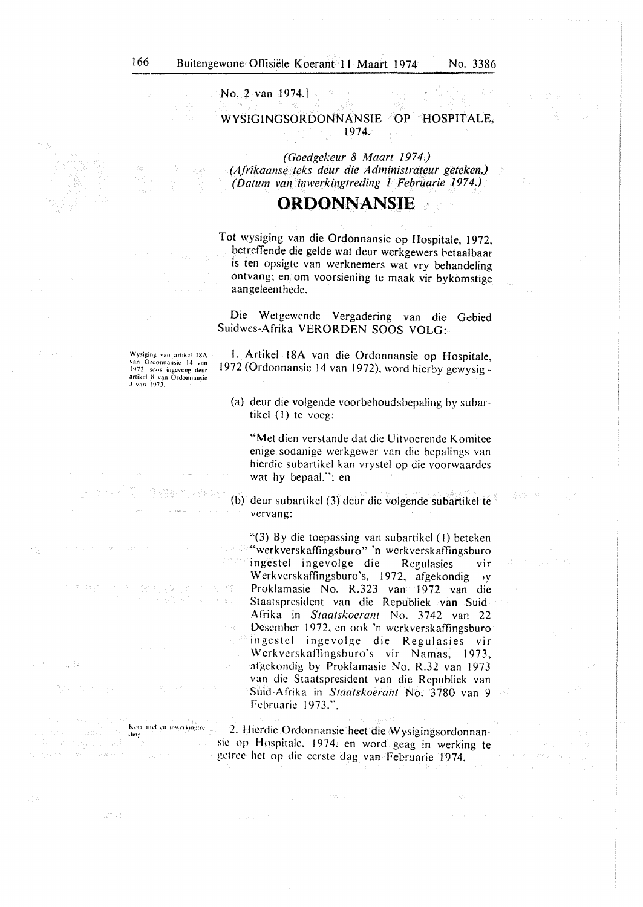No. 2 van 1974.]

## WYSIGINGSORDONNANSIE OP HOSPITALE, 1974.

*(Goedgekeur 8 Maart 1974.)*
*(Afrikaanse teks deur die Administrateur geteken.)*
*(Datum van inwerkingtreding 1 Februarie 1974.)*

# ORDONNANSIE

Tot wysiging van die Ordonnansie op Hospitale, 1972, betreffende die gelde wat deur werkgewers betaalbaar is ten opsigte van werknemers wat vry behandeling ontvang; en om voorsiening te maak vir bykomstige aangeleenthede.

Die Wetgewende Vergadering van die Gebied Suidwes-Afrika VERORDEN SOOS VOLG:-

*Wysiging van artikel 18A van Ordonnansie 14 van 1972, soos ingevoeg deur artikel 8 van Ordonnansie 3 van 1973.*

1. Artikel 18A van die Ordonnansie op Hospitale, 1972 (Ordonnansie 14 van 1972), word hierby gewysig -

(a) deur die volgende voorbehoudsbepaling by subartikel (1) te voeg:

"Met dien verstande dat die Uitvoerende Komitee enige sodanige werkgewer van die bepalings van hierdie subartikel kan vrystel op die voorwaardes wat hy bepaal."; en

(b) deur subartikel (3) deur die volgende subartikel te vervang:

"(3) By die toepassing van subartikel (1) beteken "werkverskaffingsburo" 'n werkverskaffingsburo ingestel ingevolge die Regulasies vir Werkverskaffingsburo's, 1972, afgekondig by Proklamasie No. R.323 van 1972 van die Staatspresident van die Republiek van Suid-Afrika in *Staatskoerant* No. 3742 van 22 Desember 1972, en ook 'n werkverskaffingsburo ingestel ingevolge die Regulasies vir Werkverskaffingsburo's vir Namas, 1973, afgekondig by Proklamasie No. R.32 van 1973 van die Staatspresident van die Republiek van Suid-Afrika in *Staatskoerant* No. 3780 van 9 Februarie 1973.".

*Kort titel en inwerkingtreding.*

2. Hierdie Ordonnansie heet die Wysigingsordonnansie op Hospitale, 1974, en word geag in werking te getree het op die eerste dag van Februarie 1974.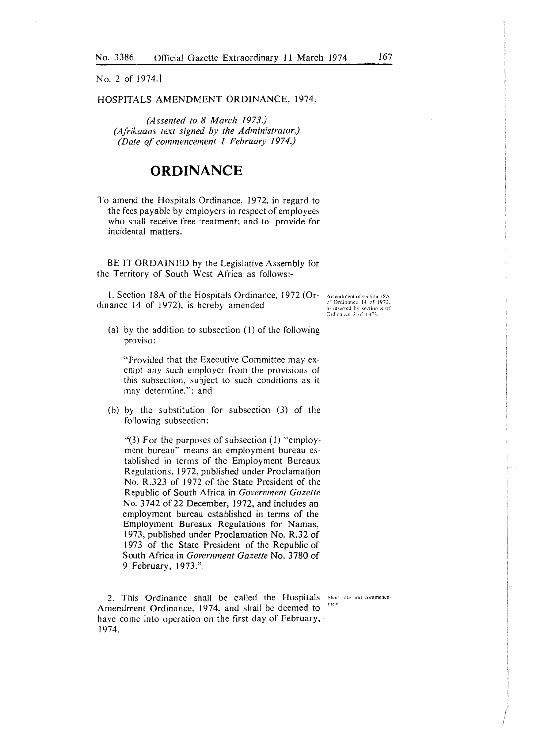No. 2 of 1974.]

HOSPITALS AMENDMENT ORDINANCE, 1974.

*(Assented to 8 March 1973.)*
*(Afrikaans text signed by the Administrator.)*
*(Date of commencement 1 February 1974.)*

# ORDINANCE

To amend the Hospitals Ordinance, 1972, in regard to the fees payable by employers in respect of employees who shall receive free treatment; and to provide for incidental matters.

BE IT ORDAINED by the Legislative Assembly for the Territory of South West Africa as follows:-

*Amendment of section 18A of Ordinance 14 of 1972, as inserted by section 8 of Ordinance 5 of 1973.*

1. Section 18A of the Hospitals Ordinance, 1972 (Ordinance 14 of 1972), is hereby amended -

(a) by the addition to subsection (1) of the following proviso:

"Provided that the Executive Committee may exempt any such employer from the provisions of this subsection, subject to such conditions as it may determine."; and

(b) by the substitution for subsection (3) of the following subsection:

"(3) For the purposes of subsection (1) "employment bureau" means an employment bureau established in terms of the Employment Bureaux Regulations, 1972, published under Proclamation No. R.323 of 1972 of the State President of the Republic of South Africa in *Government Gazette* No. 3742 of 22 December, 1972, and includes an employment bureau established in terms of the Employment Bureaux Regulations for Namas, 1973, published under Proclamation No. R.32 of 1973 of the State President of the Republic of South Africa in *Government Gazette* No. 3780 of 9 February, 1973.".

*Short title and commencement.*

2. This Ordinance shall be called the Hospitals Amendment Ordinance, 1974, and shall be deemed to have come into operation on the first day of February, 1974.